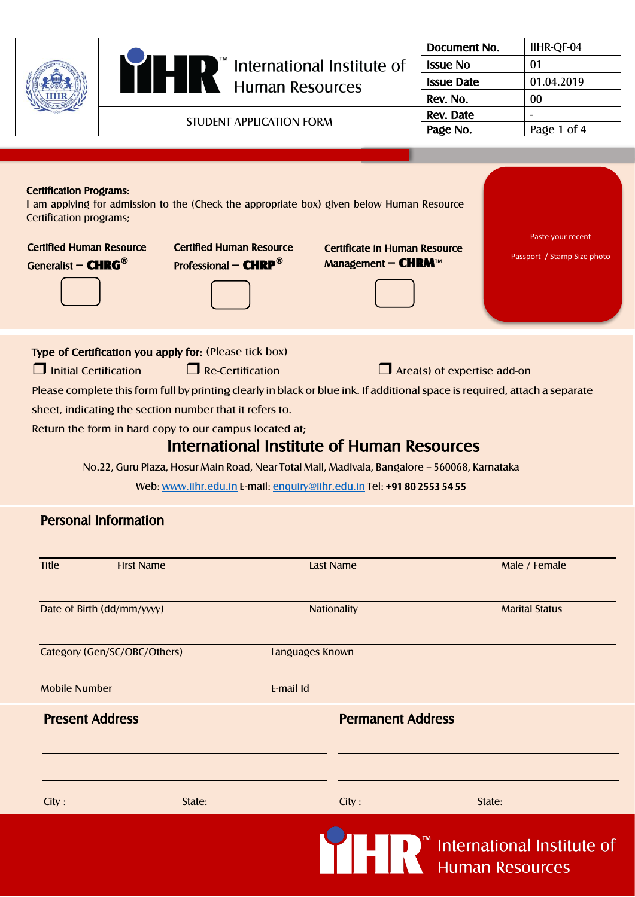| | International Institute of Human Resources | Document No. | IIHR-QF-04 |
|---|---|---|---|
| | | Issue No | 01 |
| | | Issue Date | 01.04.2019 |
| | | Rev. No. | 00 |
| | STUDENT APPLICATION FORM | Rev. Date | - |
| | | Page No. | Page 1 of 4 |

**Certification Programs:**

I am applying for admission to the (Check the appropriate box) given below Human Resource Certification programs;

Paste your recent Passport / Stamp Size photo

- Certified Human Resource Generalist – **CHRG**®  ☐
- Certified Human Resource Professional – **CHRP**®  ☐
- Certificate in Human Resource Management – **CHRM**™  ☐

**Type of Certification you apply for:** (Please tick box)

☐ Initial Certification  ☐ Re-Certification  ☐ Area(s) of expertise add-on

Please complete this form full by printing clearly in black or blue ink. If additional space is required, attach a separate sheet, indicating the section number that it refers to.

Return the form in hard copy to our campus located at;

## International Institute of Human Resources

No.22, Guru Plaza, Hosur Main Road, Near Total Mall, Madivala, Bangalore – 560068, Karnataka

Web: www.iihr.edu.in E-mail: enquiry@iihr.edu.in Tel: **+91 80 2553 54 55**

## Personal Information

Title | First Name | Last Name | Male / Female

Date of Birth (dd/mm/yyyy) | Nationality | Marital Status

Category (Gen/SC/OBC/Others) | Languages Known

Mobile Number | E-mail Id

## Present Address

City : State:

## Permanent Address

City : State: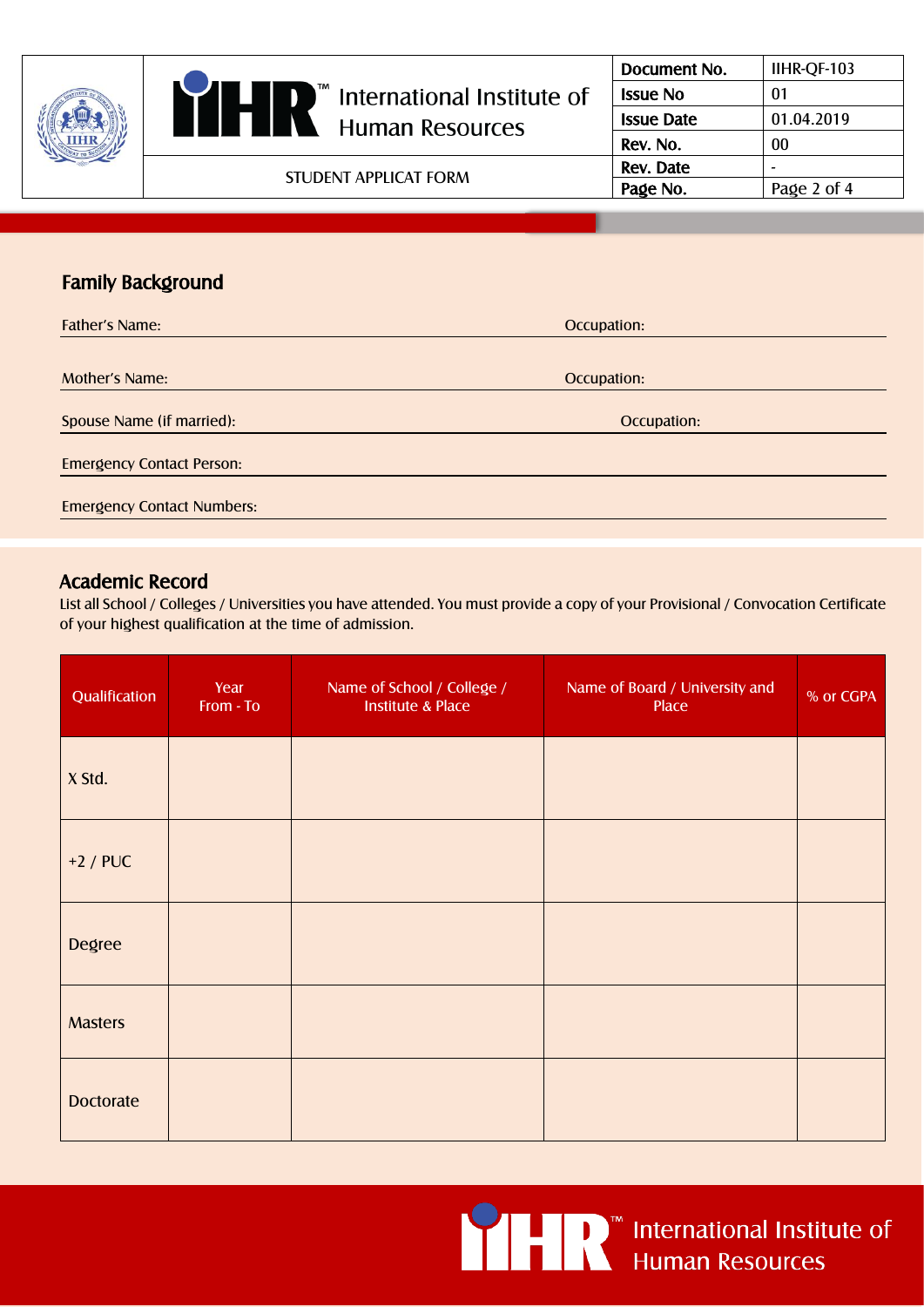## Family Background

Father's Name: Occupation:

Mother's Name: Occupation:

Spouse Name (if married): Occupation:

Emergency Contact Person:

Emergency Contact Numbers:

## Academic Record

List all School / Colleges / Universities you have attended. You must provide a copy of your Provisional / Convocation Certificate of your highest qualification at the time of admission.

| Qualification | Year From - To | Name of School / College / Institute & Place | Name of Board / University and Place | % or CGPA |
|---|---|---|---|---|
| X Std. | | | | |
| +2 / PUC | | | | |
| Degree | | | | |
| Masters | | | | |
| Doctorate | | | | |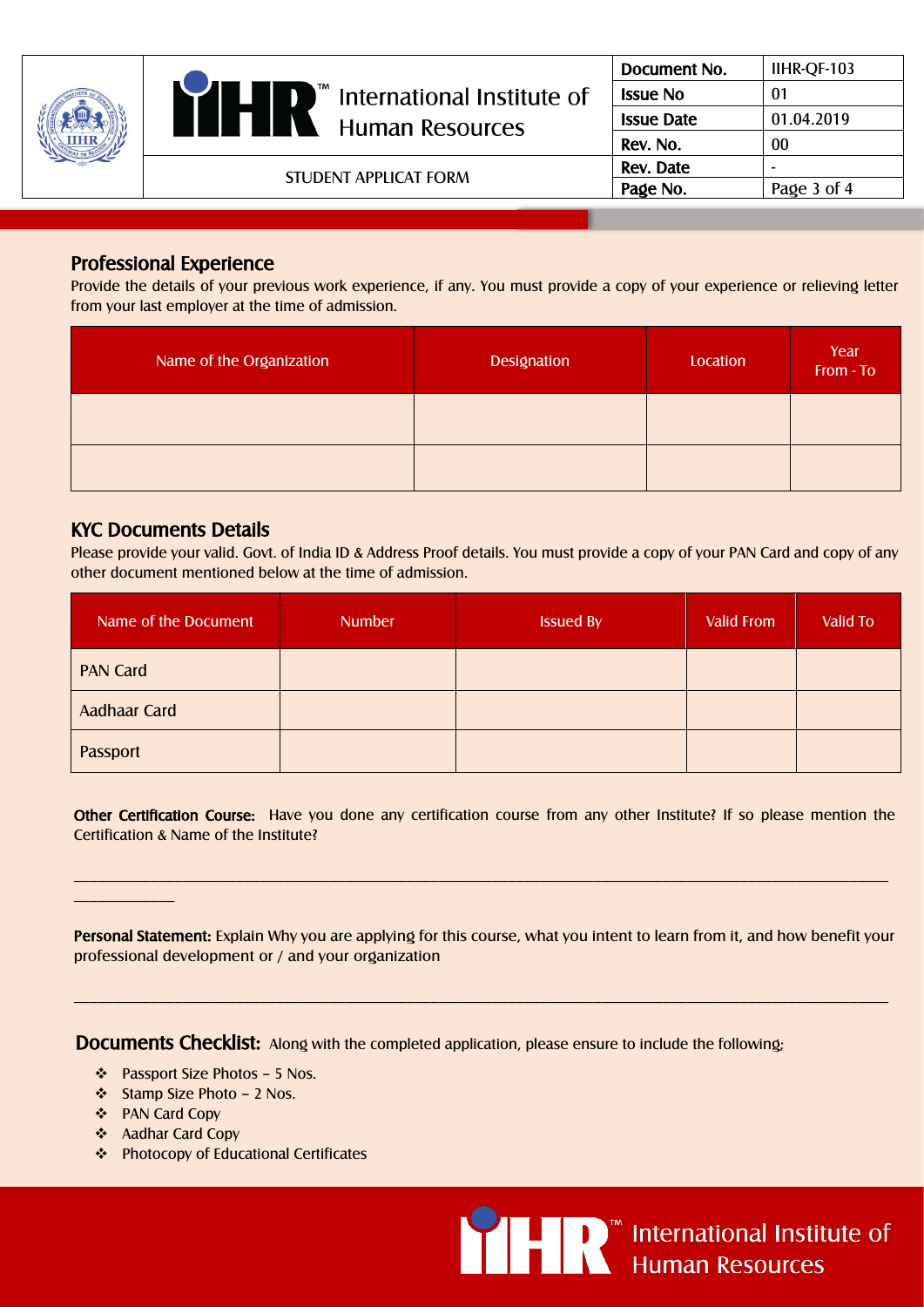## Professional Experience

Provide the details of your previous work experience, if any. You must provide a copy of your experience or relieving letter from your last employer at the time of admission.

| Name of the Organization | Designation | Location | Year From - To |
|---|---|---|---|
| | | | |
| | | | |

## KYC Documents Details

Please provide your valid. Govt. of India ID & Address Proof details. You must provide a copy of your PAN Card and copy of any other document mentioned below at the time of admission.

| Name of the Document | Number | Issued By | Valid From | Valid To |
|---|---|---|---|---|
| PAN Card | | | | |
| Aadhaar Card | | | | |
| Passport | | | | |

**Other Certification Course:** Have you done any certification course from any other Institute? If so please mention the Certification & Name of the Institute?

______________________________________________________________________________________________________________

**Personal Statement:** Explain Why you are applying for this course, what you intent to learn from it, and how benefit your professional development or / and your organization

______________________________________________________________________________________________________________

**Documents Checklist:** Along with the completed application, please ensure to include the following;

- Passport Size Photos – 5 Nos.
- Stamp Size Photo – 2 Nos.
- PAN Card Copy
- Aadhar Card Copy
- Photocopy of Educational Certificates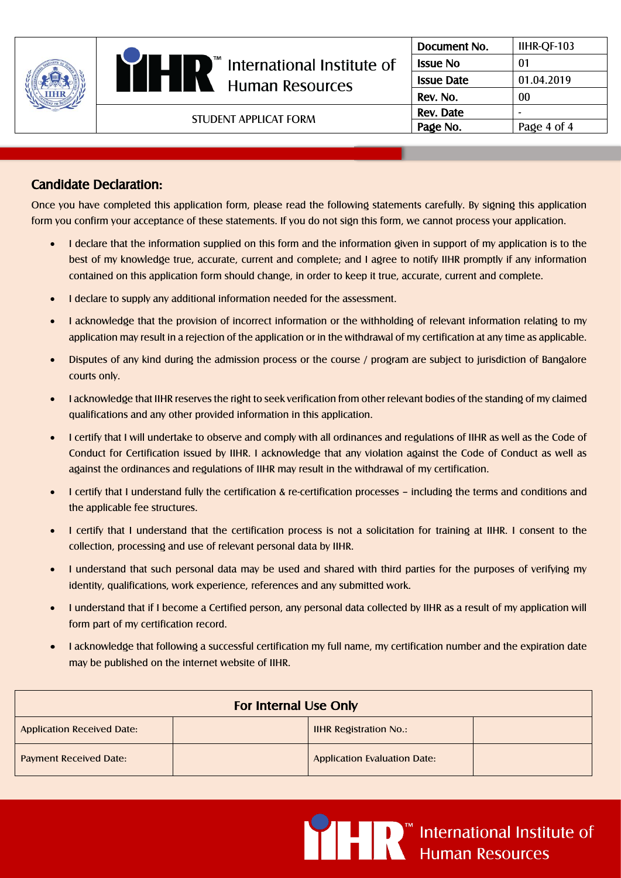## Candidate Declaration:

Once you have completed this application form, please read the following statements carefully. By signing this application form you confirm your acceptance of these statements. If you do not sign this form, we cannot process your application.

- I declare that the information supplied on this form and the information given in support of my application is to the best of my knowledge true, accurate, current and complete; and I agree to notify IIHR promptly if any information contained on this application form should change, in order to keep it true, accurate, current and complete.
- I declare to supply any additional information needed for the assessment.
- I acknowledge that the provision of incorrect information or the withholding of relevant information relating to my application may result in a rejection of the application or in the withdrawal of my certification at any time as applicable.
- Disputes of any kind during the admission process or the course / program are subject to jurisdiction of Bangalore courts only.
- I acknowledge that IIHR reserves the right to seek verification from other relevant bodies of the standing of my claimed qualifications and any other provided information in this application.
- I certify that I will undertake to observe and comply with all ordinances and regulations of IIHR as well as the Code of Conduct for Certification issued by IIHR. I acknowledge that any violation against the Code of Conduct as well as against the ordinances and regulations of IIHR may result in the withdrawal of my certification.
- I certify that I understand fully the certification & re-certification processes – including the terms and conditions and the applicable fee structures.
- I certify that I understand that the certification process is not a solicitation for training at IIHR. I consent to the collection, processing and use of relevant personal data by IIHR.
- I understand that such personal data may be used and shared with third parties for the purposes of verifying my identity, qualifications, work experience, references and any submitted work.
- I understand that if I become a Certified person, any personal data collected by IIHR as a result of my application will form part of my certification record.
- I acknowledge that following a successful certification my full name, my certification number and the expiration date may be published on the internet website of IIHR.

| For Internal Use Only | | | |
|---|---|---|---|
| Application Received Date: | | IIHR Registration No.: | |
| Payment Received Date: | | Application Evaluation Date: | |